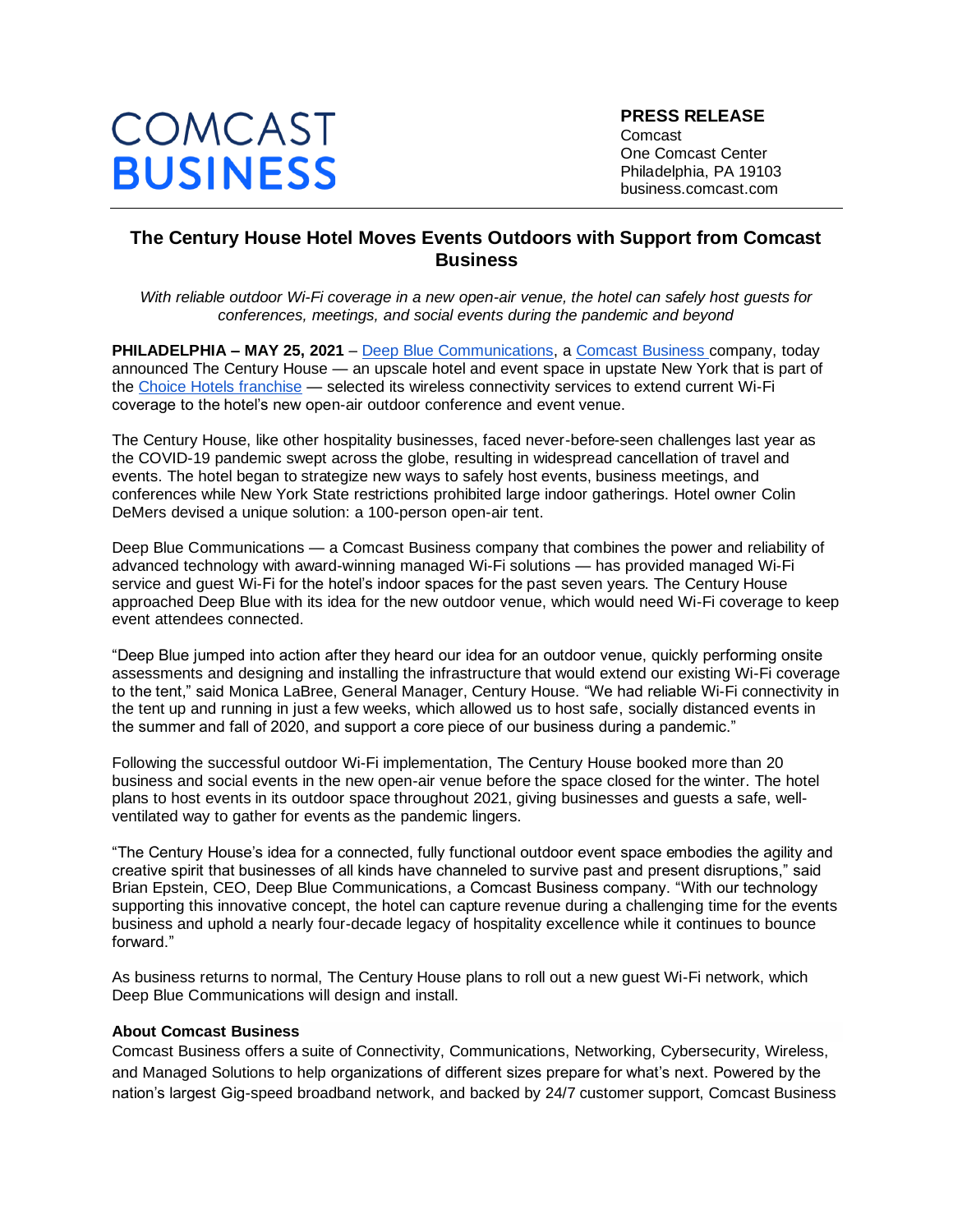COMCAST
BUSINESS

**PRESS RELEASE**
Comcast
One Comcast Center
Philadelphia, PA 19103
business.comcast.com

# The Century House Hotel Moves Events Outdoors with Support from Comcast Business

*With reliable outdoor Wi-Fi coverage in a new open-air venue, the hotel can safely host guests for conferences, meetings, and social events during the pandemic and beyond*

**PHILADELPHIA – MAY 25, 2021** – Deep Blue Communications, a Comcast Business company, today announced The Century House — an upscale hotel and event space in upstate New York that is part of the Choice Hotels franchise — selected its wireless connectivity services to extend current Wi-Fi coverage to the hotel's new open-air outdoor conference and event venue.

The Century House, like other hospitality businesses, faced never-before-seen challenges last year as the COVID-19 pandemic swept across the globe, resulting in widespread cancellation of travel and events. The hotel began to strategize new ways to safely host events, business meetings, and conferences while New York State restrictions prohibited large indoor gatherings. Hotel owner Colin DeMers devised a unique solution: a 100-person open-air tent.

Deep Blue Communications — a Comcast Business company that combines the power and reliability of advanced technology with award-winning managed Wi-Fi solutions — has provided managed Wi-Fi service and guest Wi-Fi for the hotel's indoor spaces for the past seven years. The Century House approached Deep Blue with its idea for the new outdoor venue, which would need Wi-Fi coverage to keep event attendees connected.

"Deep Blue jumped into action after they heard our idea for an outdoor venue, quickly performing onsite assessments and designing and installing the infrastructure that would extend our existing Wi-Fi coverage to the tent," said Monica LaBree, General Manager, Century House. "We had reliable Wi-Fi connectivity in the tent up and running in just a few weeks, which allowed us to host safe, socially distanced events in the summer and fall of 2020, and support a core piece of our business during a pandemic."

Following the successful outdoor Wi-Fi implementation, The Century House booked more than 20 business and social events in the new open-air venue before the space closed for the winter. The hotel plans to host events in its outdoor space throughout 2021, giving businesses and guests a safe, well-ventilated way to gather for events as the pandemic lingers.

"The Century House's idea for a connected, fully functional outdoor event space embodies the agility and creative spirit that businesses of all kinds have channeled to survive past and present disruptions," said Brian Epstein, CEO, Deep Blue Communications, a Comcast Business company. "With our technology supporting this innovative concept, the hotel can capture revenue during a challenging time for the events business and uphold a nearly four-decade legacy of hospitality excellence while it continues to bounce forward."

As business returns to normal, The Century House plans to roll out a new guest Wi-Fi network, which Deep Blue Communications will design and install.

**About Comcast Business**

Comcast Business offers a suite of Connectivity, Communications, Networking, Cybersecurity, Wireless, and Managed Solutions to help organizations of different sizes prepare for what's next. Powered by the nation's largest Gig-speed broadband network, and backed by 24/7 customer support, Comcast Business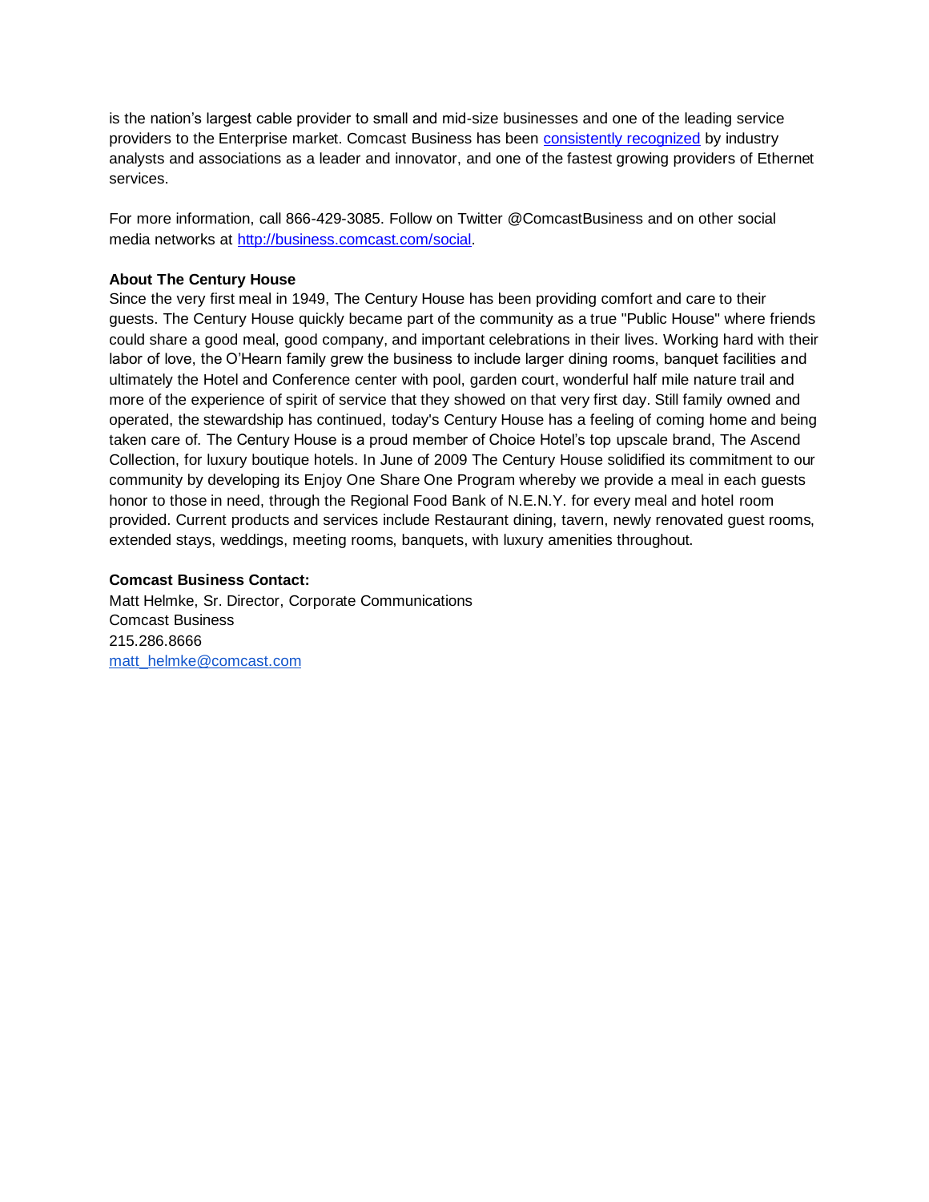is the nation's largest cable provider to small and mid-size businesses and one of the leading service providers to the Enterprise market. Comcast Business has been consistently recognized by industry analysts and associations as a leader and innovator, and one of the fastest growing providers of Ethernet services.

For more information, call 866-429-3085. Follow on Twitter @ComcastBusiness and on other social media networks at http://business.comcast.com/social.

**About The Century House**
Since the very first meal in 1949, The Century House has been providing comfort and care to their guests. The Century House quickly became part of the community as a true "Public House" where friends could share a good meal, good company, and important celebrations in their lives. Working hard with their labor of love, the O'Hearn family grew the business to include larger dining rooms, banquet facilities and ultimately the Hotel and Conference center with pool, garden court, wonderful half mile nature trail and more of the experience of spirit of service that they showed on that very first day. Still family owned and operated, the stewardship has continued, today's Century House has a feeling of coming home and being taken care of. The Century House is a proud member of Choice Hotel's top upscale brand, The Ascend Collection, for luxury boutique hotels. In June of 2009 The Century House solidified its commitment to our community by developing its Enjoy One Share One Program whereby we provide a meal in each guests honor to those in need, through the Regional Food Bank of N.E.N.Y. for every meal and hotel room provided. Current products and services include Restaurant dining, tavern, newly renovated guest rooms, extended stays, weddings, meeting rooms, banquets, with luxury amenities throughout.

**Comcast Business Contact:**
Matt Helmke, Sr. Director, Corporate Communications
Comcast Business
215.286.8666
matt_helmke@comcast.com